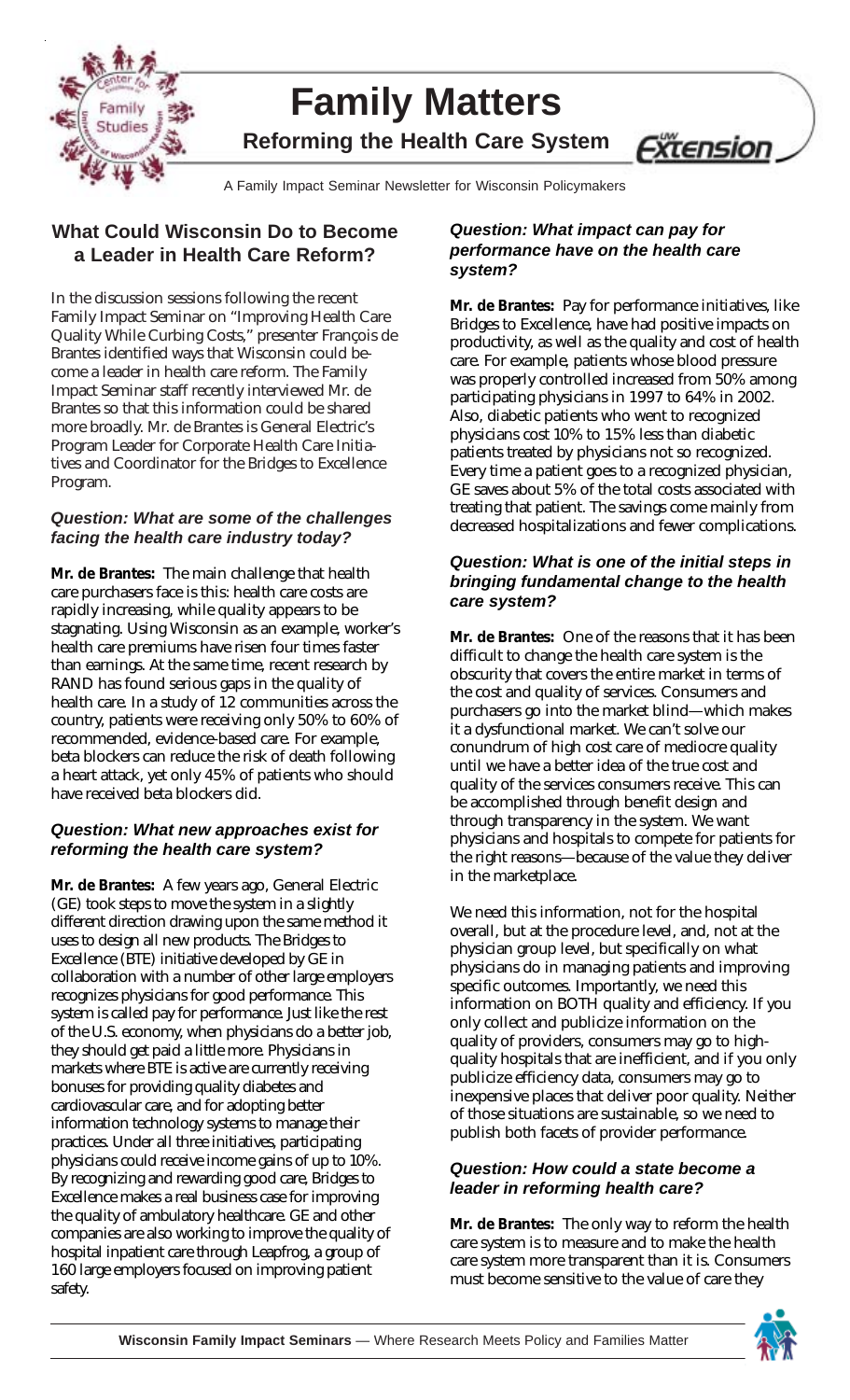# Family Matters

## Reforming the Health Care System

A Family Impact Seminar Newsletter for Wisconsin Policymakers

## What Could Wisconsin Do to Become a Leader in Health Care Reform?

In the discussion sessions following the recent Family Impact Seminar on "Improving Health Care Quality While Curbing Costs," presenter François de Brantes identified ways that Wisconsin could become a leader in health care reform. The Family Impact Seminar staff recently interviewed Mr. de Brantes so that this information could be shared more broadly. Mr. de Brantes is General Electric's Program Leader for Corporate Health Care Initiatives and Coordinator for the Bridges to Excellence Program.

### *Question: What are some of the challenges facing the health care industry today?*

**Mr. de Brantes:** The main challenge that health care purchasers face is this: health care costs are rapidly increasing, while quality appears to be stagnating. Using Wisconsin as an example, worker's health care premiums have risen four times faster than earnings. At the same time, recent research by RAND has found serious gaps in the quality of health care. In a study of 12 communities across the country, patients were receiving only 50% to 60% of recommended, evidence-based care. For example, beta blockers can reduce the risk of death following a heart attack, yet only 45% of patients who should have received beta blockers did.

### *Question: What new approaches exist for reforming the health care system?*

**Mr. de Brantes:** A few years ago, General Electric (GE) took steps to move the system in a slightly different direction drawing upon the same method it uses to design all new products. The Bridges to Excellence (BTE) initiative developed by GE in collaboration with a number of other large employers recognizes physicians for good performance. This system is called pay for performance. Just like the rest of the U.S. economy, when physicians do a better job, they should get paid a little more. Physicians in markets where BTE is active are currently receiving bonuses for providing quality diabetes and cardiovascular care, and for adopting better information technology systems to manage their practices. Under all three initiatives, participating physicians could receive income gains of up to 10%. By recognizing and rewarding good care, Bridges to Excellence makes a real business case for improving the quality of ambulatory healthcare. GE and other companies are also working to improve the quality of hospital inpatient care through Leapfrog, a group of 160 large employers focused on improving patient safety.

### *Question: What impact can pay for performance have on the health care system?*

**Mr. de Brantes:** Pay for performance initiatives, like Bridges to Excellence, have had positive impacts on productivity, as well as the quality and cost of health care. For example, patients whose blood pressure was properly controlled increased from 50% among participating physicians in 1997 to 64% in 2002. Also, diabetic patients who went to recognized physicians cost 10% to 15% less than diabetic patients treated by physicians not so recognized. Every time a patient goes to a recognized physician, GE saves about 5% of the total costs associated with treating that patient. The savings come mainly from decreased hospitalizations and fewer complications.

### *Question: What is one of the initial steps in bringing fundamental change to the health care system?*

**Mr. de Brantes:** One of the reasons that it has been difficult to change the health care system is the obscurity that covers the entire market in terms of the cost and quality of services. Consumers and purchasers go into the market blind—which makes it a dysfunctional market. We can't solve our conundrum of high cost care of mediocre quality until we have a better idea of the true cost and quality of the services consumers receive. This can be accomplished through benefit design and through transparency in the system. We want physicians and hospitals to compete for patients for the right reasons—because of the value they deliver in the marketplace.

We need this information, not for the hospital overall, but at the procedure level, and, not at the physician group level, but specifically on what physicians do in managing patients and improving specific outcomes. Importantly, we need this information on BOTH quality and efficiency. If you only collect and publicize information on the quality of providers, consumers may go to high-quality hospitals that are inefficient, and if you only publicize efficiency data, consumers may go to inexpensive places that deliver poor quality. Neither of those situations are sustainable, so we need to publish both facets of provider performance.

### *Question: How could a state become a leader in reforming health care?*

**Mr. de Brantes:** The only way to reform the health care system is to measure and to make the health care system more transparent than it is. Consumers must become sensitive to the value of care they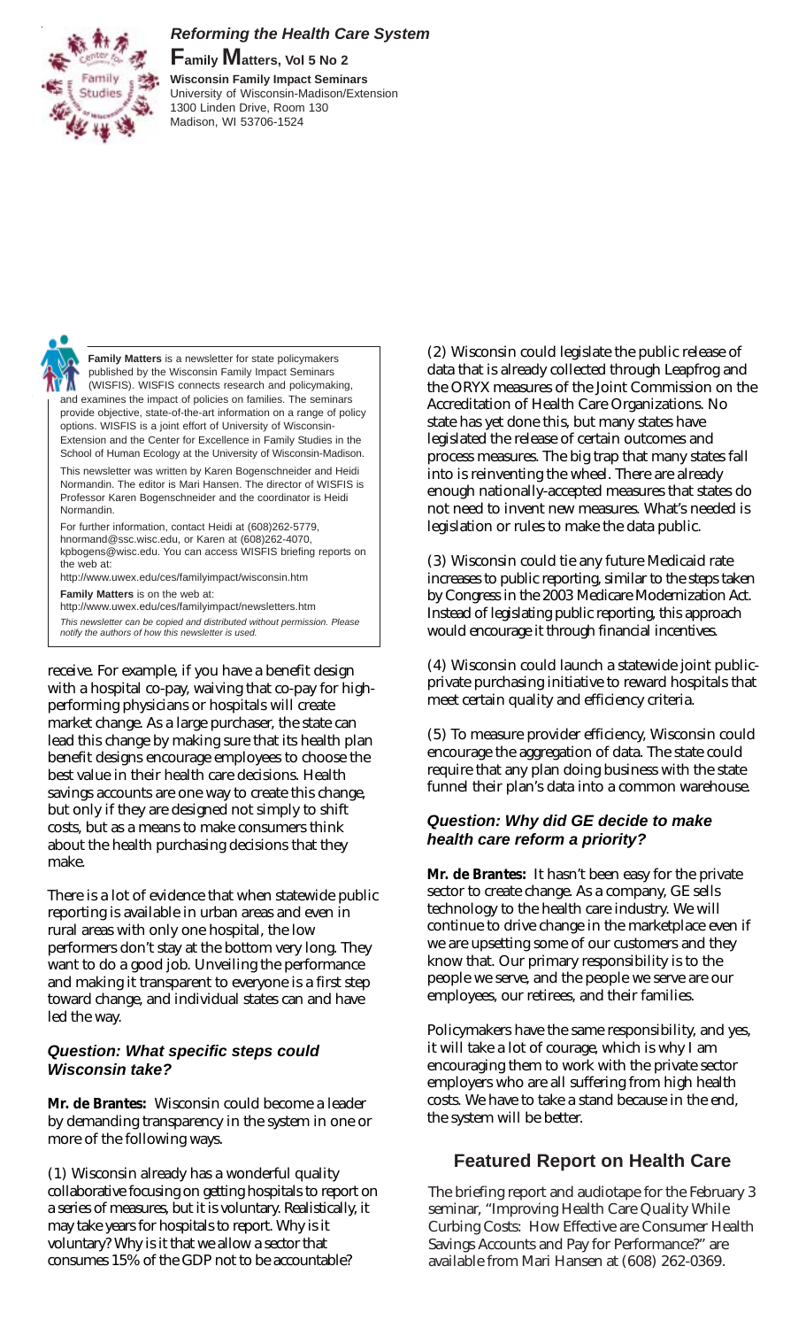## *Reforming the Health Care System*

**Family Matters, Vol 5 No 2**

**Wisconsin Family Impact Seminars**
University of Wisconsin-Madison/Extension
1300 Linden Drive, Room 130
Madison, WI 53706-1524

**Family Matters** is a newsletter for state policymakers published by the Wisconsin Family Impact Seminars (WISFIS). WISFIS connects research and policymaking, and examines the impact of policies on families. The seminars provide objective, state-of-the-art information on a range of policy options. WISFIS is a joint effort of University of Wisconsin-Extension and the Center for Excellence in Family Studies in the School of Human Ecology at the University of Wisconsin-Madison.

This newsletter was written by Karen Bogenschneider and Heidi Normandin. The editor is Mari Hansen. The director of WISFIS is Professor Karen Bogenschneider and the coordinator is Heidi Normandin.

For further information, contact Heidi at (608)262-5779, hnormand@ssc.wisc.edu, or Karen at (608)262-4070, kpbogens@wisc.edu. You can access WISFIS briefing reports on the web at:
http://www.uwex.edu/ces/familyimpact/wisconsin.htm

**Family Matters** is on the web at:
http://www.uwex.edu/ces/familyimpact/newsletters.htm

*This newsletter can be copied and distributed without permission. Please notify the authors of how this newsletter is used.*

receive. For example, if you have a benefit design with a hospital co-pay, waiving that co-pay for high-performing physicians or hospitals will create market change. As a large purchaser, the state can lead this change by making sure that its health plan benefit designs encourage employees to choose the best value in their health care decisions. Health savings accounts are one way to create this change, but only if they are designed not simply to shift costs, but as a means to make consumers think about the health purchasing decisions that they make.

There is a lot of evidence that when statewide public reporting is available in urban areas and even in rural areas with only one hospital, the low performers don't stay at the bottom very long. They want to do a good job. Unveiling the performance and making it transparent to everyone is a first step toward change, and individual states can and have led the way.

### *Question: What specific steps could Wisconsin take?*

**Mr. de Brantes:** Wisconsin could become a leader by demanding transparency in the system in one or more of the following ways.

(1) Wisconsin already has a wonderful quality collaborative focusing on getting hospitals to report on a series of measures, but it is voluntary. Realistically, it may take years for hospitals to report. Why is it voluntary? Why is it that we allow a sector that consumes 15% of the GDP not to be accountable?

(2) Wisconsin could legislate the public release of data that is already collected through Leapfrog and the ORYX measures of the Joint Commission on the Accreditation of Health Care Organizations. No state has yet done this, but many states have legislated the release of certain outcomes and process measures. The big trap that many states fall into is reinventing the wheel. There are already enough nationally-accepted measures that states do not need to invent new measures. What's needed is legislation or rules to make the data public.

(3) Wisconsin could tie any future Medicaid rate increases to public reporting, similar to the steps taken by Congress in the 2003 Medicare Modernization Act. Instead of legislating public reporting, this approach would encourage it through financial incentives.

(4) Wisconsin could launch a statewide joint public-private purchasing initiative to reward hospitals that meet certain quality and efficiency criteria.

(5) To measure provider efficiency, Wisconsin could encourage the aggregation of data. The state could require that any plan doing business with the state funnel their plan's data into a common warehouse.

### *Question: Why did GE decide to make health care reform a priority?*

**Mr. de Brantes:** It hasn't been easy for the private sector to create change. As a company, GE sells technology to the health care industry. We will continue to drive change in the marketplace even if we are upsetting some of our customers and they know that. Our primary responsibility is to the people we serve, and the people we serve are our employees, our retirees, and their families.

Policymakers have the same responsibility, and yes, it will take a lot of courage, which is why I am encouraging them to work with the private sector employers who are all suffering from high health costs. We have to take a stand because in the end, the system will be better.

## Featured Report on Health Care

The briefing report and audiotape for the February 3 seminar, "Improving Health Care Quality While Curbing Costs: How Effective are Consumer Health Savings Accounts and Pay for Performance?" are available from Mari Hansen at (608) 262-0369.